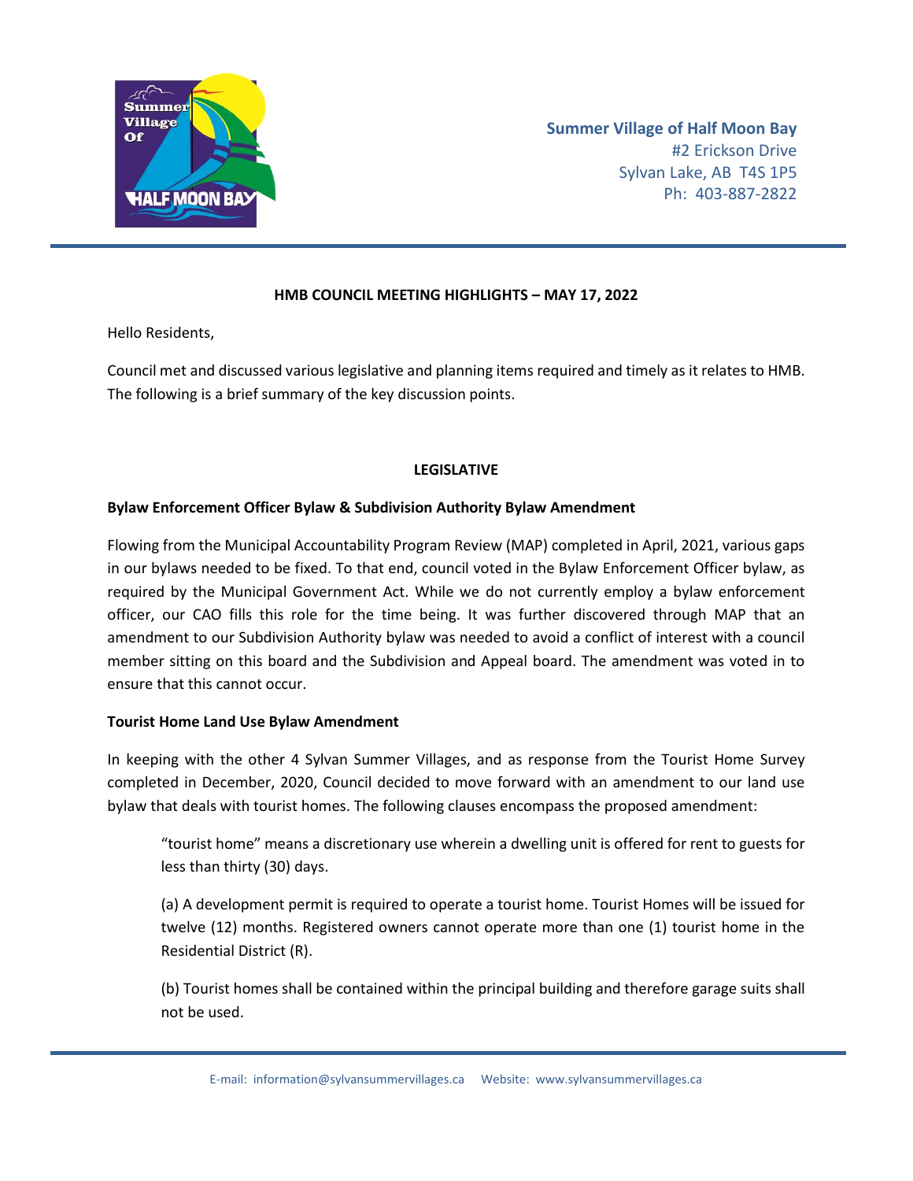**Summer Village of Half Moon Bay**
#2 Erickson Drive
Sylvan Lake, AB T4S 1P5
Ph: 403-887-2822

## HMB COUNCIL MEETING HIGHLIGHTS – MAY 17, 2022

Hello Residents,

Council met and discussed various legislative and planning items required and timely as it relates to HMB. The following is a brief summary of the key discussion points.

### LEGISLATIVE

**Bylaw Enforcement Officer Bylaw & Subdivision Authority Bylaw Amendment**

Flowing from the Municipal Accountability Program Review (MAP) completed in April, 2021, various gaps in our bylaws needed to be fixed. To that end, council voted in the Bylaw Enforcement Officer bylaw, as required by the Municipal Government Act. While we do not currently employ a bylaw enforcement officer, our CAO fills this role for the time being. It was further discovered through MAP that an amendment to our Subdivision Authority bylaw was needed to avoid a conflict of interest with a council member sitting on this board and the Subdivision and Appeal board. The amendment was voted in to ensure that this cannot occur.

**Tourist Home Land Use Bylaw Amendment**

In keeping with the other 4 Sylvan Summer Villages, and as response from the Tourist Home Survey completed in December, 2020, Council decided to move forward with an amendment to our land use bylaw that deals with tourist homes. The following clauses encompass the proposed amendment:

> "tourist home" means a discretionary use wherein a dwelling unit is offered for rent to guests for less than thirty (30) days.
>
> (a) A development permit is required to operate a tourist home. Tourist Homes will be issued for twelve (12) months. Registered owners cannot operate more than one (1) tourist home in the Residential District (R).
>
> (b) Tourist homes shall be contained within the principal building and therefore garage suits shall not be used.

E-mail: information@sylvansummervillages.ca Website: www.sylvansummervillages.ca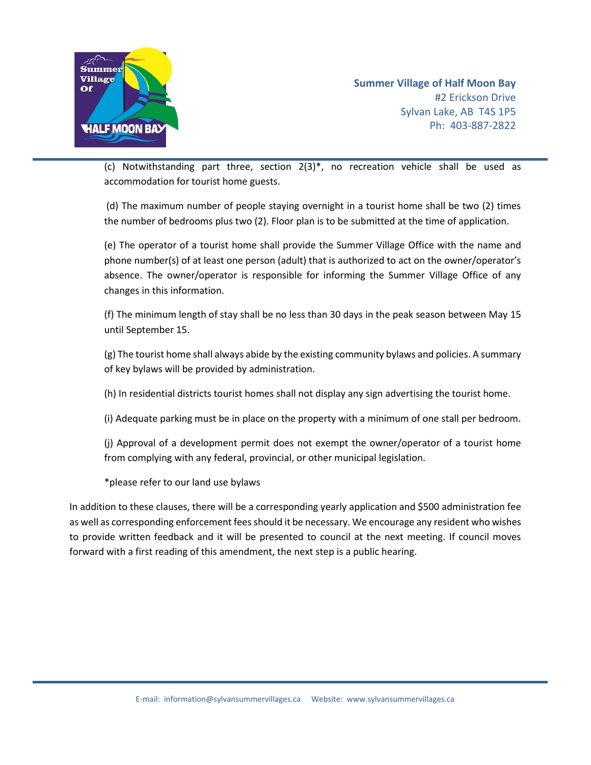(c) Notwithstanding part three, section 2(3)*, no recreation vehicle shall be used as accommodation for tourist home guests.

(d) The maximum number of people staying overnight in a tourist home shall be two (2) times the number of bedrooms plus two (2). Floor plan is to be submitted at the time of application.

(e) The operator of a tourist home shall provide the Summer Village Office with the name and phone number(s) of at least one person (adult) that is authorized to act on the owner/operator's absence. The owner/operator is responsible for informing the Summer Village Office of any changes in this information.

(f) The minimum length of stay shall be no less than 30 days in the peak season between May 15 until September 15.

(g) The tourist home shall always abide by the existing community bylaws and policies. A summary of key bylaws will be provided by administration.

(h) In residential districts tourist homes shall not display any sign advertising the tourist home.

(i) Adequate parking must be in place on the property with a minimum of one stall per bedroom.

(j) Approval of a development permit does not exempt the owner/operator of a tourist home from complying with any federal, provincial, or other municipal legislation.

*please refer to our land use bylaws

In addition to these clauses, there will be a corresponding yearly application and $500 administration fee as well as corresponding enforcement fees should it be necessary. We encourage any resident who wishes to provide written feedback and it will be presented to council at the next meeting. If council moves forward with a first reading of this amendment, the next step is a public hearing.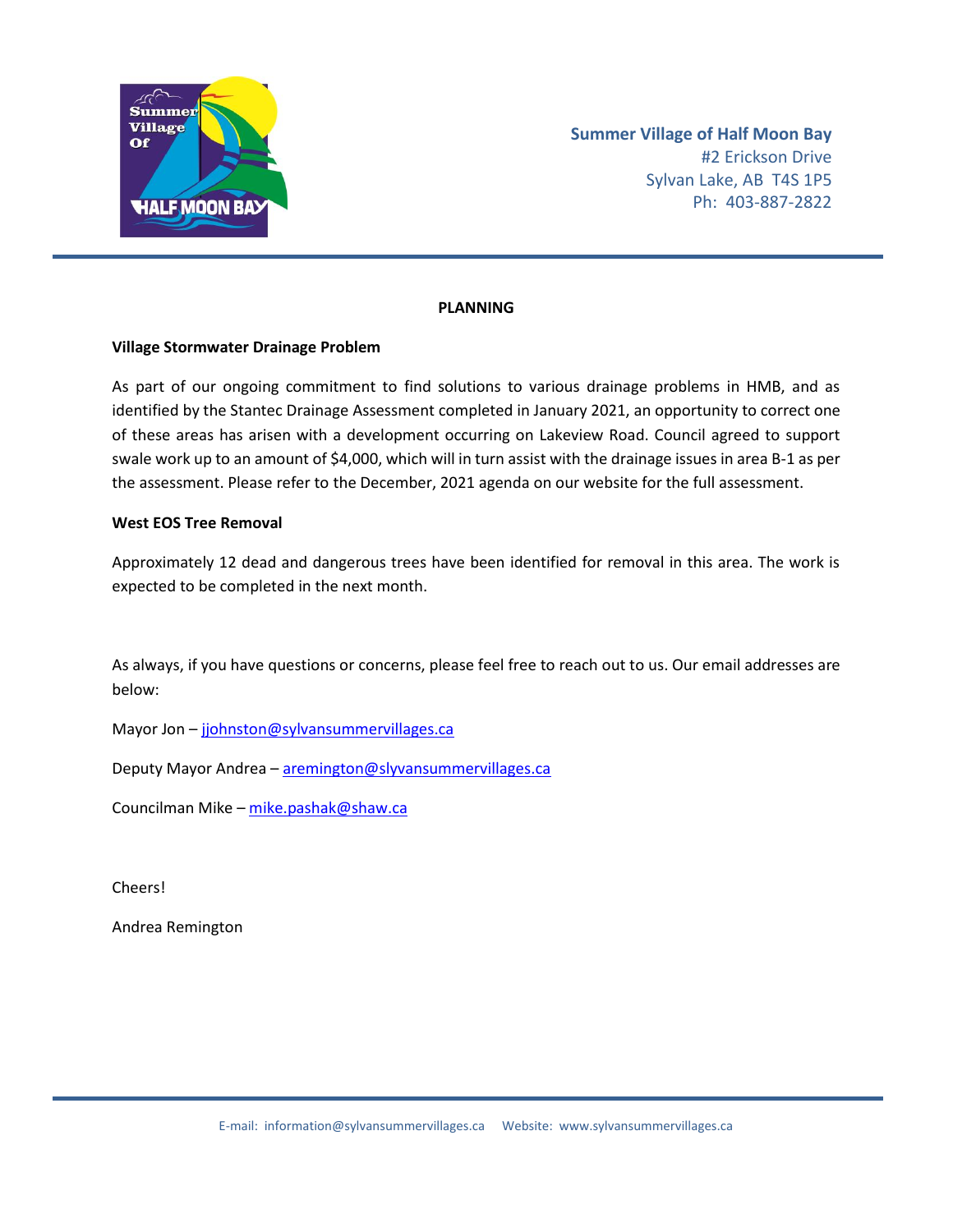**Summer Village of Half Moon Bay**
#2 Erickson Drive
Sylvan Lake, AB T4S 1P5
Ph: 403-887-2822

## PLANNING

### Village Stormwater Drainage Problem

As part of our ongoing commitment to find solutions to various drainage problems in HMB, and as identified by the Stantec Drainage Assessment completed in January 2021, an opportunity to correct one of these areas has arisen with a development occurring on Lakeview Road. Council agreed to support swale work up to an amount of $4,000, which will in turn assist with the drainage issues in area B-1 as per the assessment. Please refer to the December, 2021 agenda on our website for the full assessment.

### West EOS Tree Removal

Approximately 12 dead and dangerous trees have been identified for removal in this area. The work is expected to be completed in the next month.

As always, if you have questions or concerns, please feel free to reach out to us. Our email addresses are below:

Mayor Jon – jjohnston@sylvansummervillages.ca

Deputy Mayor Andrea – aremington@slyvansummervillages.ca

Councilman Mike – mike.pashak@shaw.ca

Cheers!

Andrea Remington

E-mail: information@sylvansummervillages.ca  Website: www.sylvansummervillages.ca